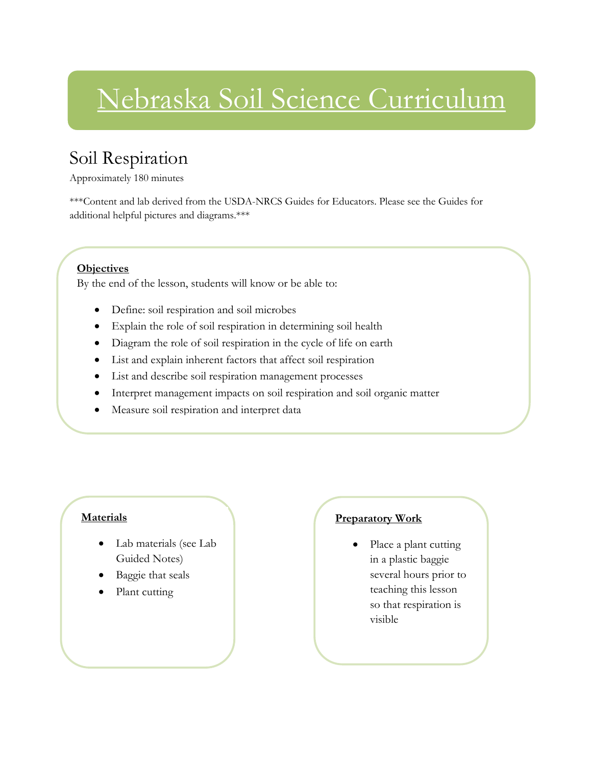# Nebraska Soil Science Curriculum

## Soil Respiration

Approximately 180 minutes

***Content and lab derived from the USDA-NRCS Guides for Educators. Please see the Guides for additional helpful pictures and diagrams.***

**Objectives**

By the end of the lesson, students will know or be able to:

- Define: soil respiration and soil microbes
- Explain the role of soil respiration in determining soil health
- Diagram the role of soil respiration in the cycle of life on earth
- List and explain inherent factors that affect soil respiration
- List and describe soil respiration management processes
- Interpret management impacts on soil respiration and soil organic matter
- Measure soil respiration and interpret data

**Materials**

- Lab materials (see Lab Guided Notes)
- Baggie that seals
- Plant cutting

**Preparatory Work**

- Place a plant cutting in a plastic baggie several hours prior to teaching this lesson so that respiration is visible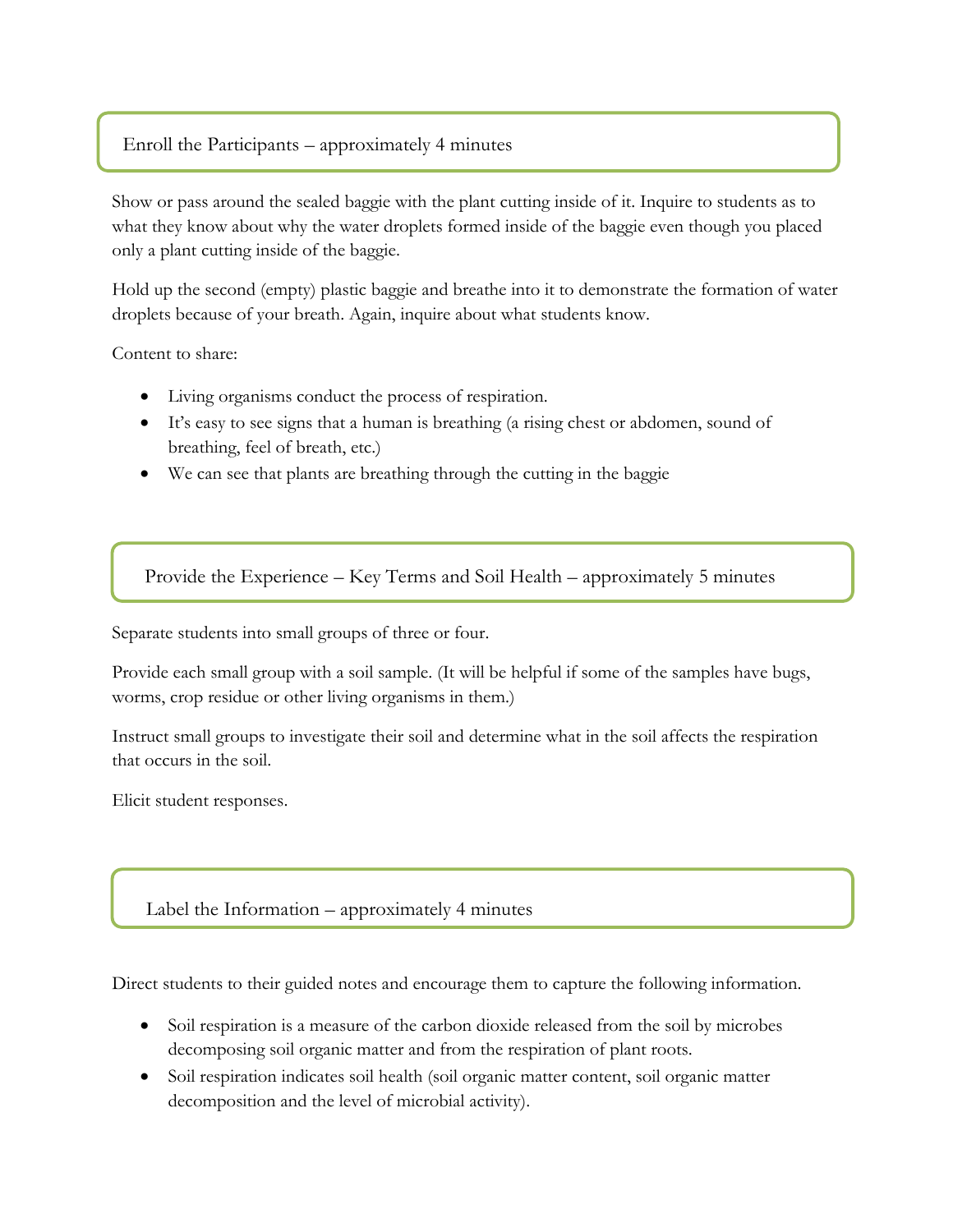## Enroll the Participants – approximately 4 minutes

Show or pass around the sealed baggie with the plant cutting inside of it. Inquire to students as to what they know about why the water droplets formed inside of the baggie even though you placed only a plant cutting inside of the baggie.

Hold up the second (empty) plastic baggie and breathe into it to demonstrate the formation of water droplets because of your breath. Again, inquire about what students know.

Content to share:

- Living organisms conduct the process of respiration.
- It's easy to see signs that a human is breathing (a rising chest or abdomen, sound of breathing, feel of breath, etc.)
- We can see that plants are breathing through the cutting in the baggie

## Provide the Experience – Key Terms and Soil Health – approximately 5 minutes

Separate students into small groups of three or four.

Provide each small group with a soil sample. (It will be helpful if some of the samples have bugs, worms, crop residue or other living organisms in them.)

Instruct small groups to investigate their soil and determine what in the soil affects the respiration that occurs in the soil.

Elicit student responses.

## Label the Information – approximately 4 minutes

Direct students to their guided notes and encourage them to capture the following information.

- Soil respiration is a measure of the carbon dioxide released from the soil by microbes decomposing soil organic matter and from the respiration of plant roots.
- Soil respiration indicates soil health (soil organic matter content, soil organic matter decomposition and the level of microbial activity).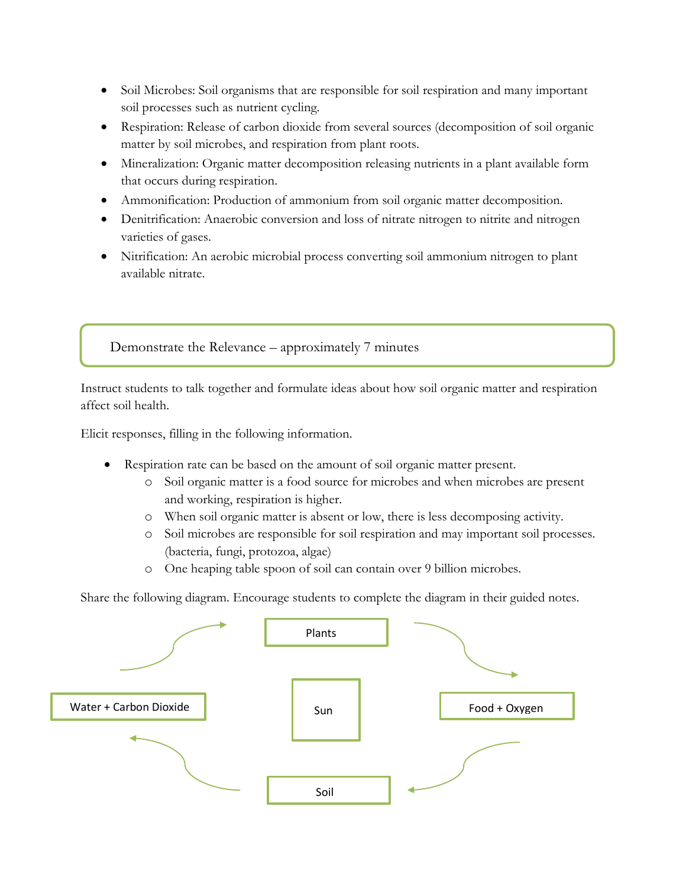- Soil Microbes: Soil organisms that are responsible for soil respiration and many important soil processes such as nutrient cycling.
- Respiration: Release of carbon dioxide from several sources (decomposition of soil organic matter by soil microbes, and respiration from plant roots.
- Mineralization: Organic matter decomposition releasing nutrients in a plant available form that occurs during respiration.
- Ammonification: Production of ammonium from soil organic matter decomposition.
- Denitrification: Anaerobic conversion and loss of nitrate nitrogen to nitrite and nitrogen varieties of gases.
- Nitrification: An aerobic microbial process converting soil ammonium nitrogen to plant available nitrate.

## Demonstrate the Relevance – approximately 7 minutes

Instruct students to talk together and formulate ideas about how soil organic matter and respiration affect soil health.

Elicit responses, filling in the following information.

- Respiration rate can be based on the amount of soil organic matter present.
  - Soil organic matter is a food source for microbes and when microbes are present and working, respiration is higher.
  - When soil organic matter is absent or low, there is less decomposing activity.
  - Soil microbes are responsible for soil respiration and may important soil processes. (bacteria, fungi, protozoa, algae)
  - One heaping table spoon of soil can contain over 9 billion microbes.

Share the following diagram. Encourage students to complete the diagram in their guided notes.

Plants

Water + Carbon Dioxide

Sun

Food + Oxygen

Soil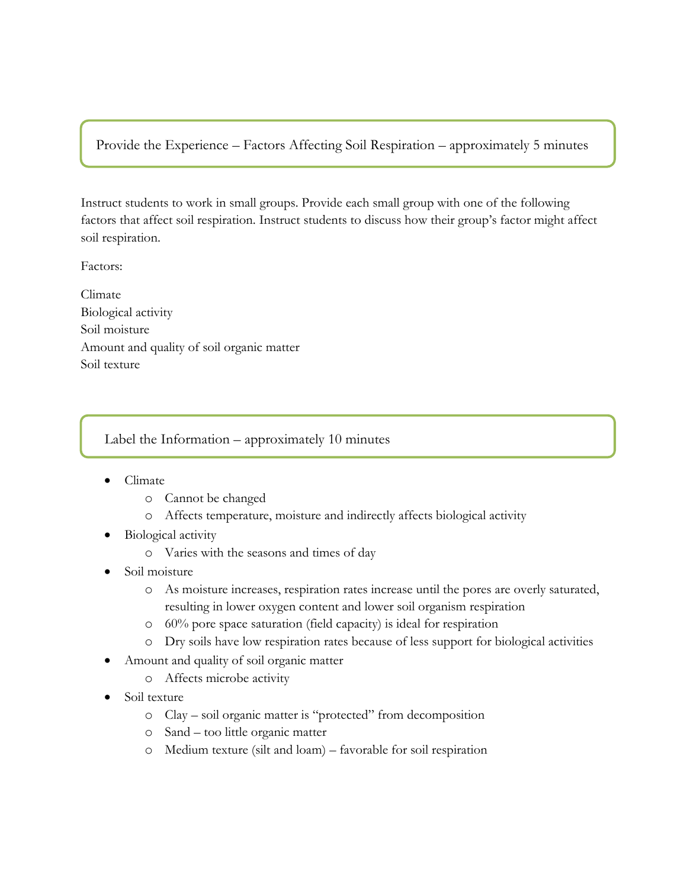## Provide the Experience – Factors Affecting Soil Respiration – approximately 5 minutes

Instruct students to work in small groups. Provide each small group with one of the following factors that affect soil respiration. Instruct students to discuss how their group's factor might affect soil respiration.

Factors:

Climate
Biological activity
Soil moisture
Amount and quality of soil organic matter
Soil texture

## Label the Information – approximately 10 minutes

- Climate
  - Cannot be changed
  - Affects temperature, moisture and indirectly affects biological activity
- Biological activity
  - Varies with the seasons and times of day
- Soil moisture
  - As moisture increases, respiration rates increase until the pores are overly saturated, resulting in lower oxygen content and lower soil organism respiration
  - 60% pore space saturation (field capacity) is ideal for respiration
  - Dry soils have low respiration rates because of less support for biological activities
- Amount and quality of soil organic matter
  - Affects microbe activity
- Soil texture
  - Clay – soil organic matter is "protected" from decomposition
  - Sand – too little organic matter
  - Medium texture (silt and loam) – favorable for soil respiration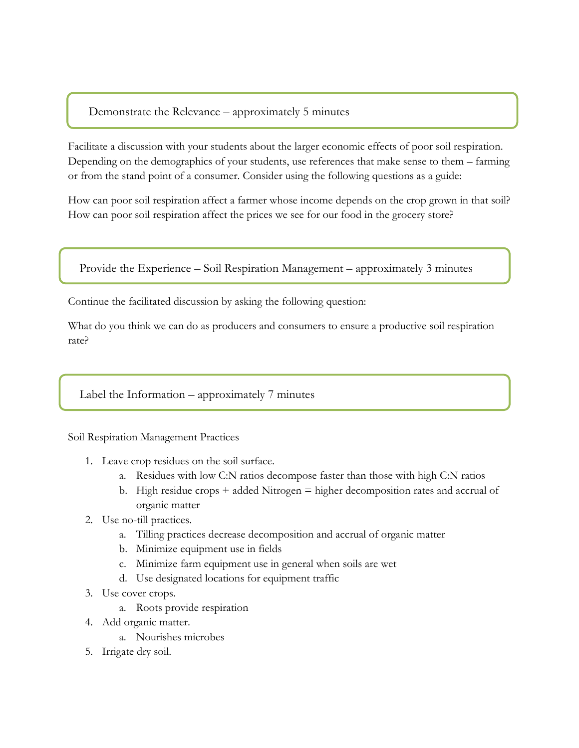## Demonstrate the Relevance – approximately 5 minutes

Facilitate a discussion with your students about the larger economic effects of poor soil respiration. Depending on the demographics of your students, use references that make sense to them – farming or from the stand point of a consumer. Consider using the following questions as a guide:

How can poor soil respiration affect a farmer whose income depends on the crop grown in that soil? How can poor soil respiration affect the prices we see for our food in the grocery store?

## Provide the Experience – Soil Respiration Management – approximately 3 minutes

Continue the facilitated discussion by asking the following question:

What do you think we can do as producers and consumers to ensure a productive soil respiration rate?

## Label the Information – approximately 7 minutes

Soil Respiration Management Practices

1. Leave crop residues on the soil surface.
   a. Residues with low C:N ratios decompose faster than those with high C:N ratios
   b. High residue crops + added Nitrogen = higher decomposition rates and accrual of organic matter
2. Use no-till practices.
   a. Tilling practices decrease decomposition and accrual of organic matter
   b. Minimize equipment use in fields
   c. Minimize farm equipment use in general when soils are wet
   d. Use designated locations for equipment traffic
3. Use cover crops.
   a. Roots provide respiration
4. Add organic matter.
   a. Nourishes microbes
5. Irrigate dry soil.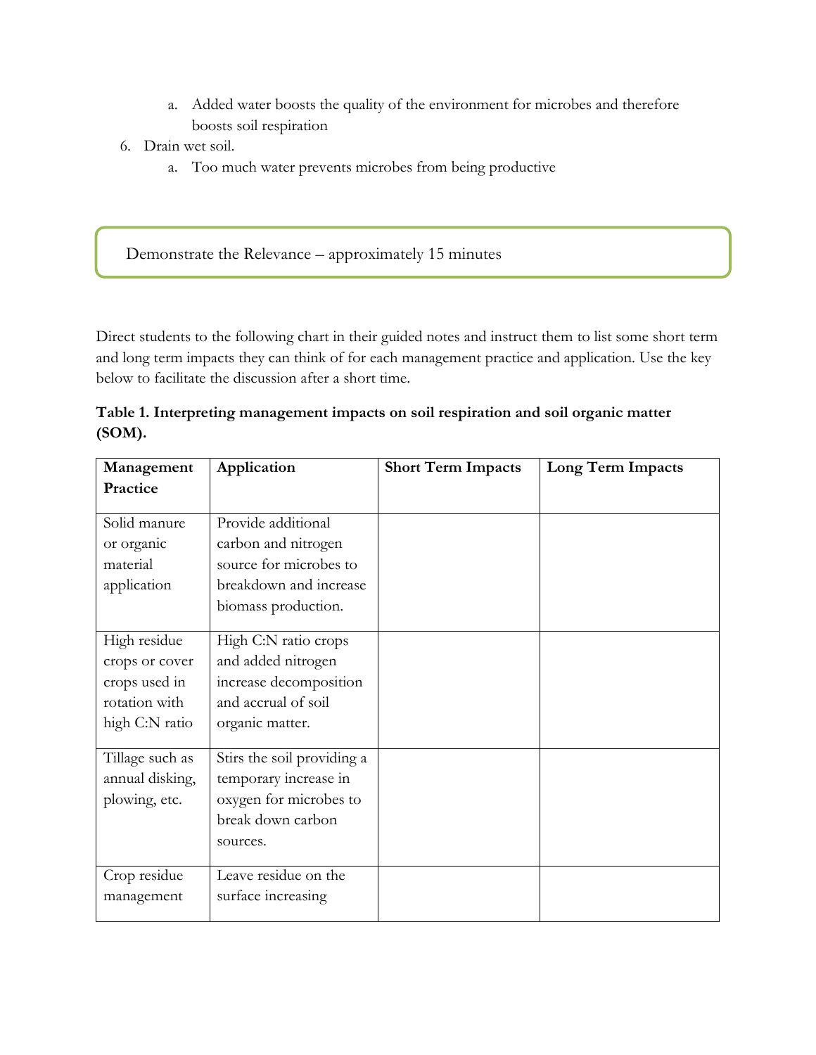a. Added water boosts the quality of the environment for microbes and therefore boosts soil respiration

6. Drain wet soil.
   a. Too much water prevents microbes from being productive

## Demonstrate the Relevance – approximately 15 minutes

Direct students to the following chart in their guided notes and instruct them to list some short term and long term impacts they can think of for each management practice and application. Use the key below to facilitate the discussion after a short time.

**Table 1. Interpreting management impacts on soil respiration and soil organic matter (SOM).**

| Management Practice | Application | Short Term Impacts | Long Term Impacts |
| --- | --- | --- | --- |
| Solid manure or organic material application | Provide additional carbon and nitrogen source for microbes to breakdown and increase biomass production. | | |
| High residue crops or cover crops used in rotation with high C:N ratio | High C:N ratio crops and added nitrogen increase decomposition and accrual of soil organic matter. | | |
| Tillage such as annual disking, plowing, etc. | Stirs the soil providing a temporary increase in oxygen for microbes to break down carbon sources. | | |
| Crop residue management | Leave residue on the surface increasing | | |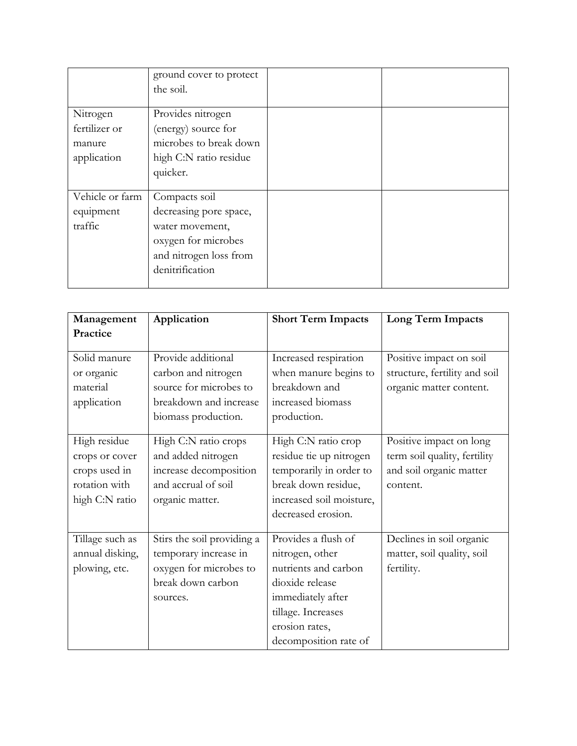| | | | |
|---|---|---|---|
| | ground cover to protect the soil. | | |
| Nitrogen fertilizer or manure application | Provides nitrogen (energy) source for microbes to break down high C:N ratio residue quicker. | | |
| Vehicle or farm equipment traffic | Compacts soil decreasing pore space, water movement, oxygen for microbes and nitrogen loss from denitrification | | |

| **Management Practice** | **Application** | **Short Term Impacts** | **Long Term Impacts** |
|---|---|---|---|
| Solid manure or organic material application | Provide additional carbon and nitrogen source for microbes to breakdown and increase biomass production. | Increased respiration when manure begins to breakdown and increased biomass production. | Positive impact on soil structure, fertility and soil organic matter content. |
| High residue crops or cover crops used in rotation with high C:N ratio | High C:N ratio crops and added nitrogen increase decomposition and accrual of soil organic matter. | High C:N ratio crop residue tie up nitrogen temporarily in order to break down residue, increased soil moisture, decreased erosion. | Positive impact on long term soil quality, fertility and soil organic matter content. |
| Tillage such as annual disking, plowing, etc. | Stirs the soil providing a temporary increase in oxygen for microbes to break down carbon sources. | Provides a flush of nitrogen, other nutrients and carbon dioxide release immediately after tillage. Increases erosion rates, decomposition rate of | Declines in soil organic matter, soil quality, soil fertility. |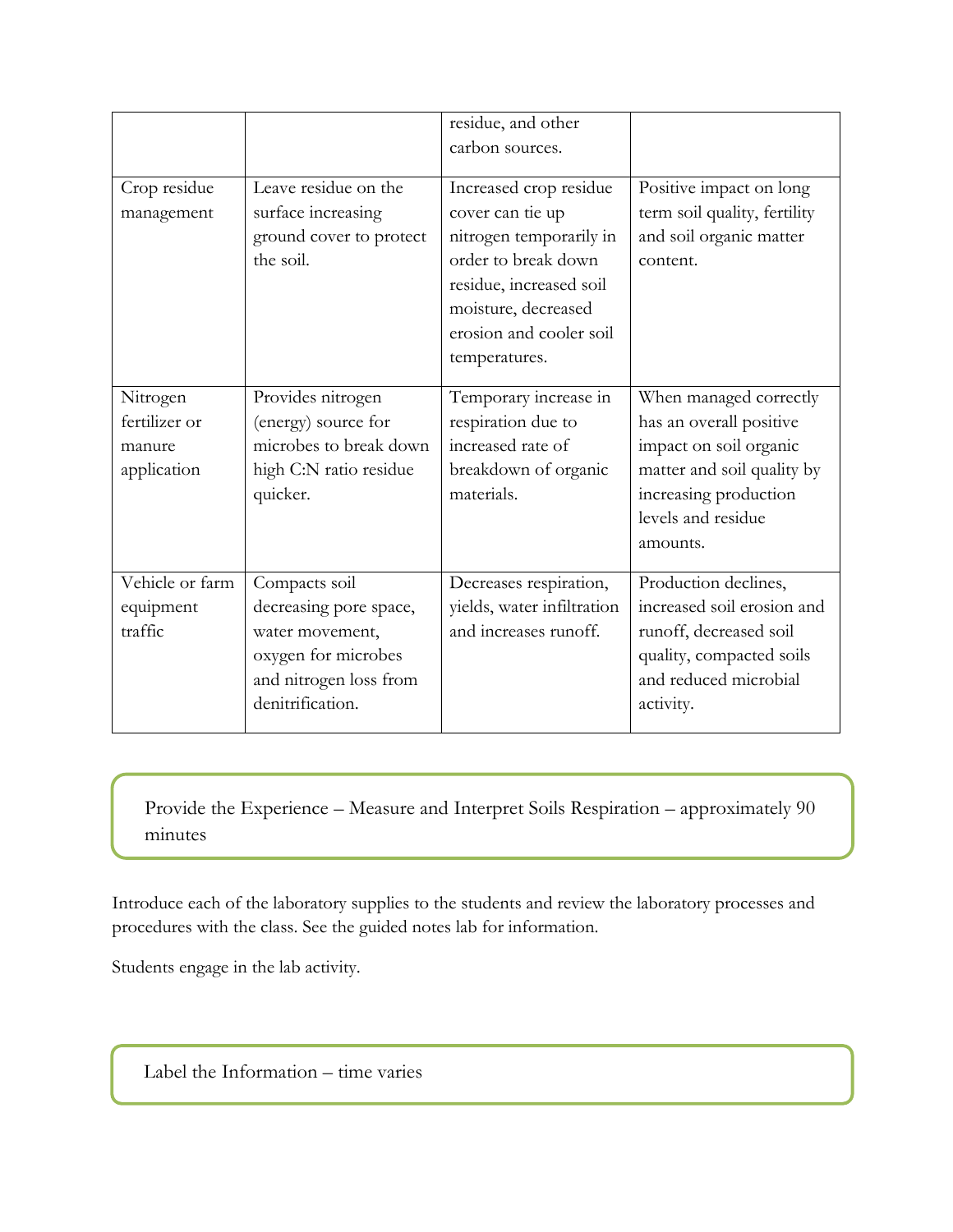| | | | |
|---|---|---|---|
| | | residue, and other carbon sources. | |
| Crop residue management | Leave residue on the surface increasing ground cover to protect the soil. | Increased crop residue cover can tie up nitrogen temporarily in order to break down residue, increased soil moisture, decreased erosion and cooler soil temperatures. | Positive impact on long term soil quality, fertility and soil organic matter content. |
| Nitrogen fertilizer or manure application | Provides nitrogen (energy) source for microbes to break down high C:N ratio residue quicker. | Temporary increase in respiration due to increased rate of breakdown of organic materials. | When managed correctly has an overall positive impact on soil organic matter and soil quality by increasing production levels and residue amounts. |
| Vehicle or farm equipment traffic | Compacts soil decreasing pore space, water movement, oxygen for microbes and nitrogen loss from denitrification. | Decreases respiration, yields, water infiltration and increases runoff. | Production declines, increased soil erosion and runoff, decreased soil quality, compacted soils and reduced microbial activity. |

## Provide the Experience – Measure and Interpret Soils Respiration – approximately 90 minutes

Introduce each of the laboratory supplies to the students and review the laboratory processes and procedures with the class. See the guided notes lab for information.

Students engage in the lab activity.

## Label the Information – time varies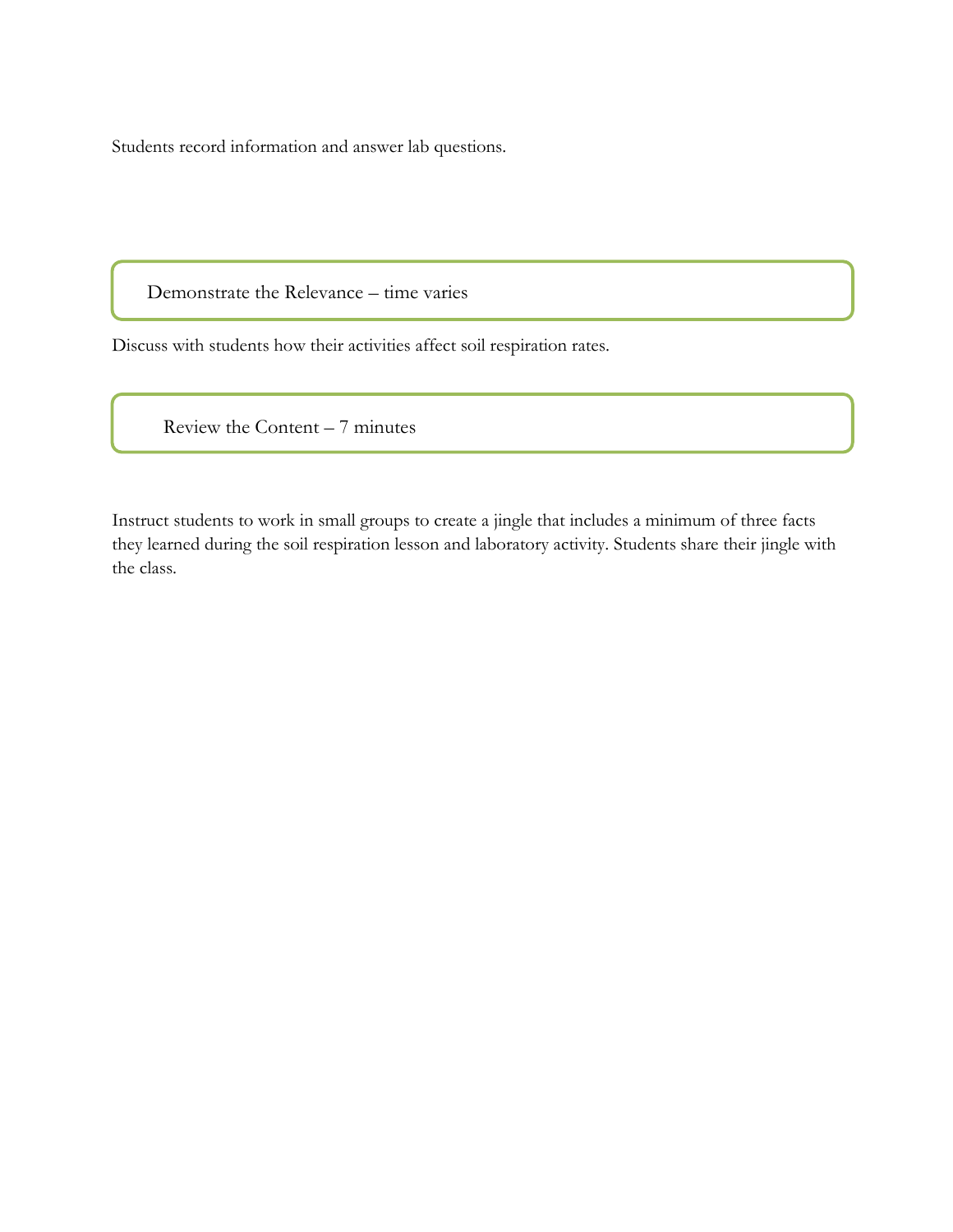Students record information and answer lab questions.

## Demonstrate the Relevance – time varies

Discuss with students how their activities affect soil respiration rates.

## Review the Content – 7 minutes

Instruct students to work in small groups to create a jingle that includes a minimum of three facts they learned during the soil respiration lesson and laboratory activity. Students share their jingle with the class.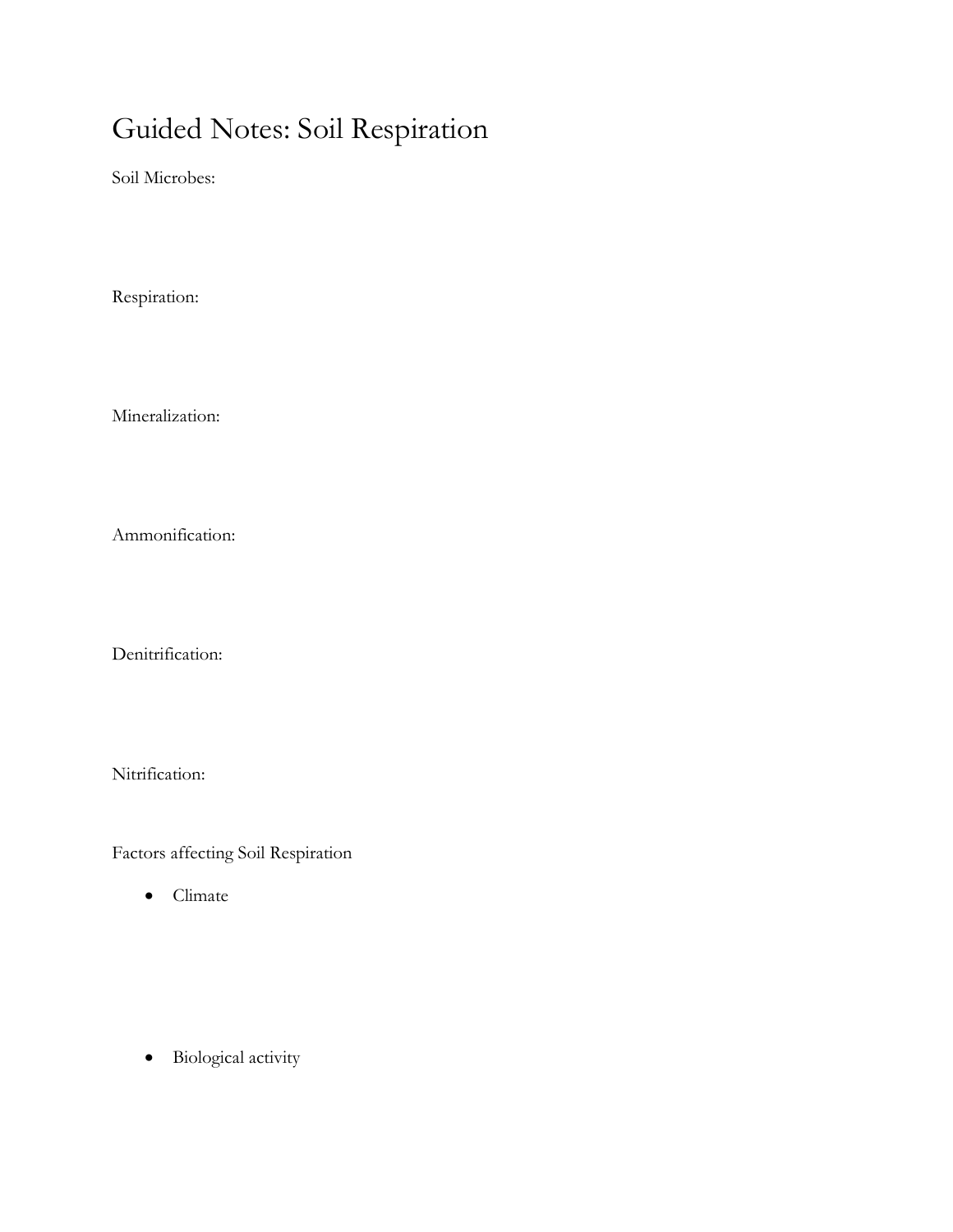# Guided Notes: Soil Respiration

Soil Microbes:

Respiration:

Mineralization:

Ammonification:

Denitrification:

Nitrification:

Factors affecting Soil Respiration

- Climate

- Biological activity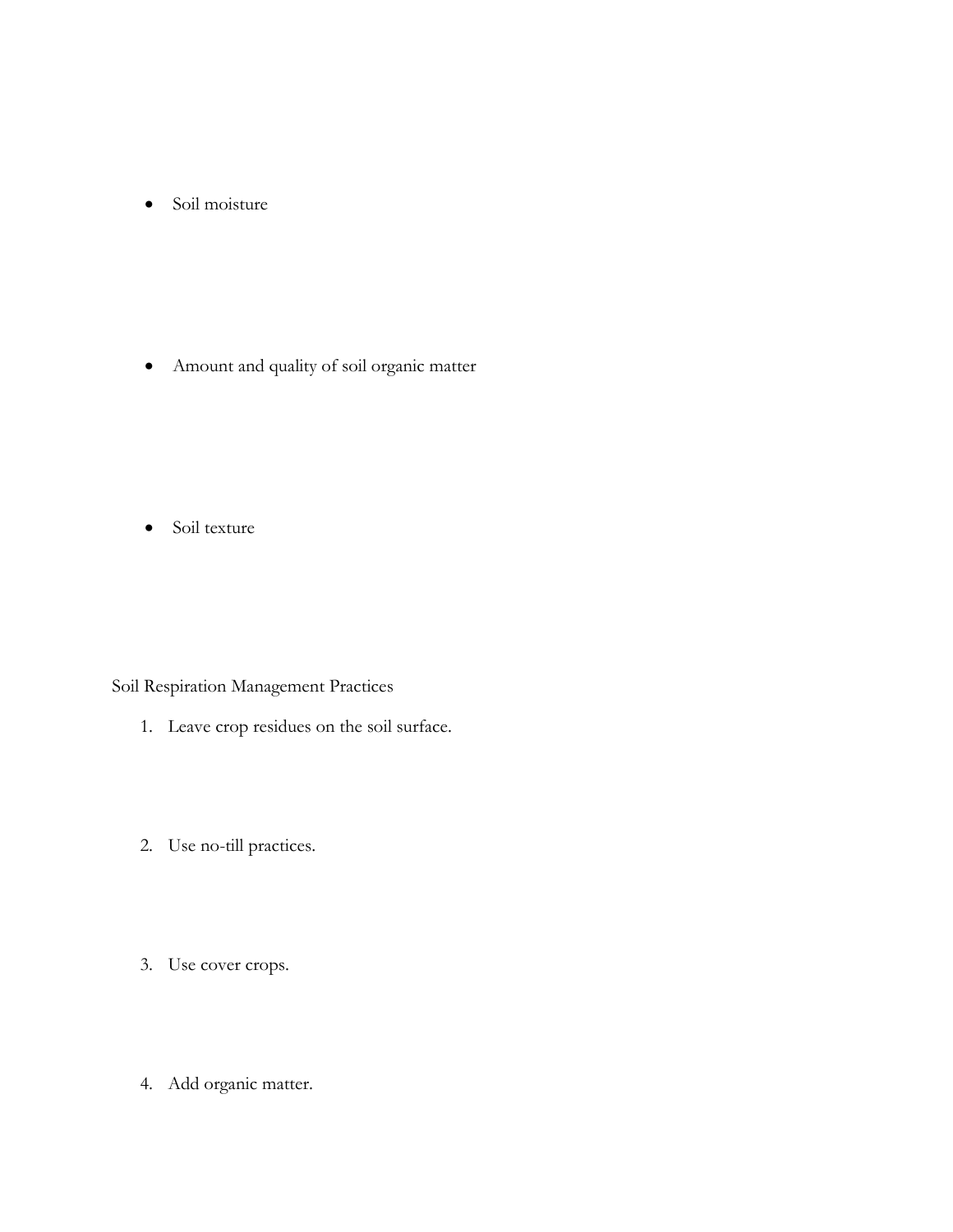- Soil moisture

- Amount and quality of soil organic matter

- Soil texture

Soil Respiration Management Practices

1. Leave crop residues on the soil surface.

2. Use no-till practices.

3. Use cover crops.

4. Add organic matter.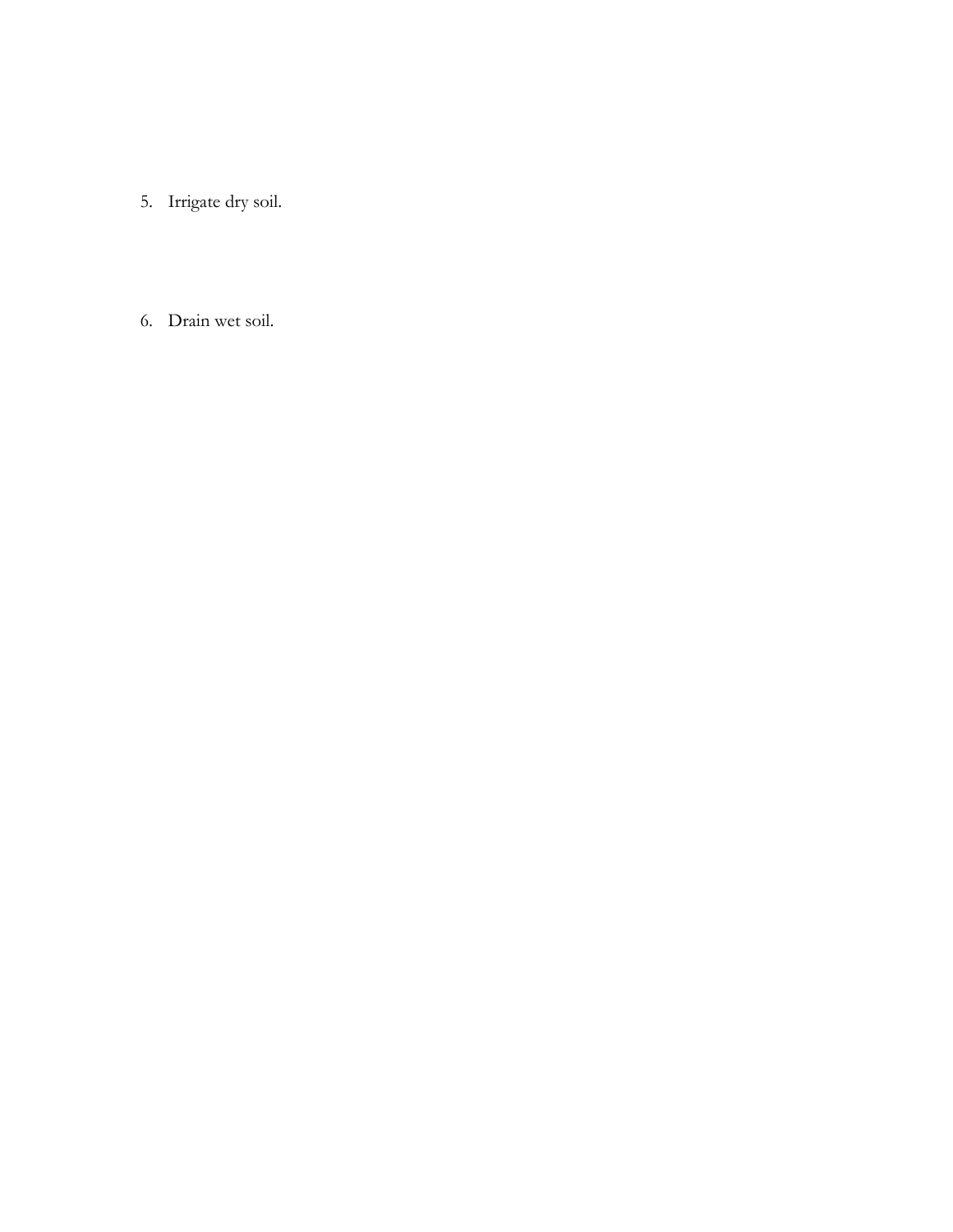5. Irrigate dry soil.

6. Drain wet soil.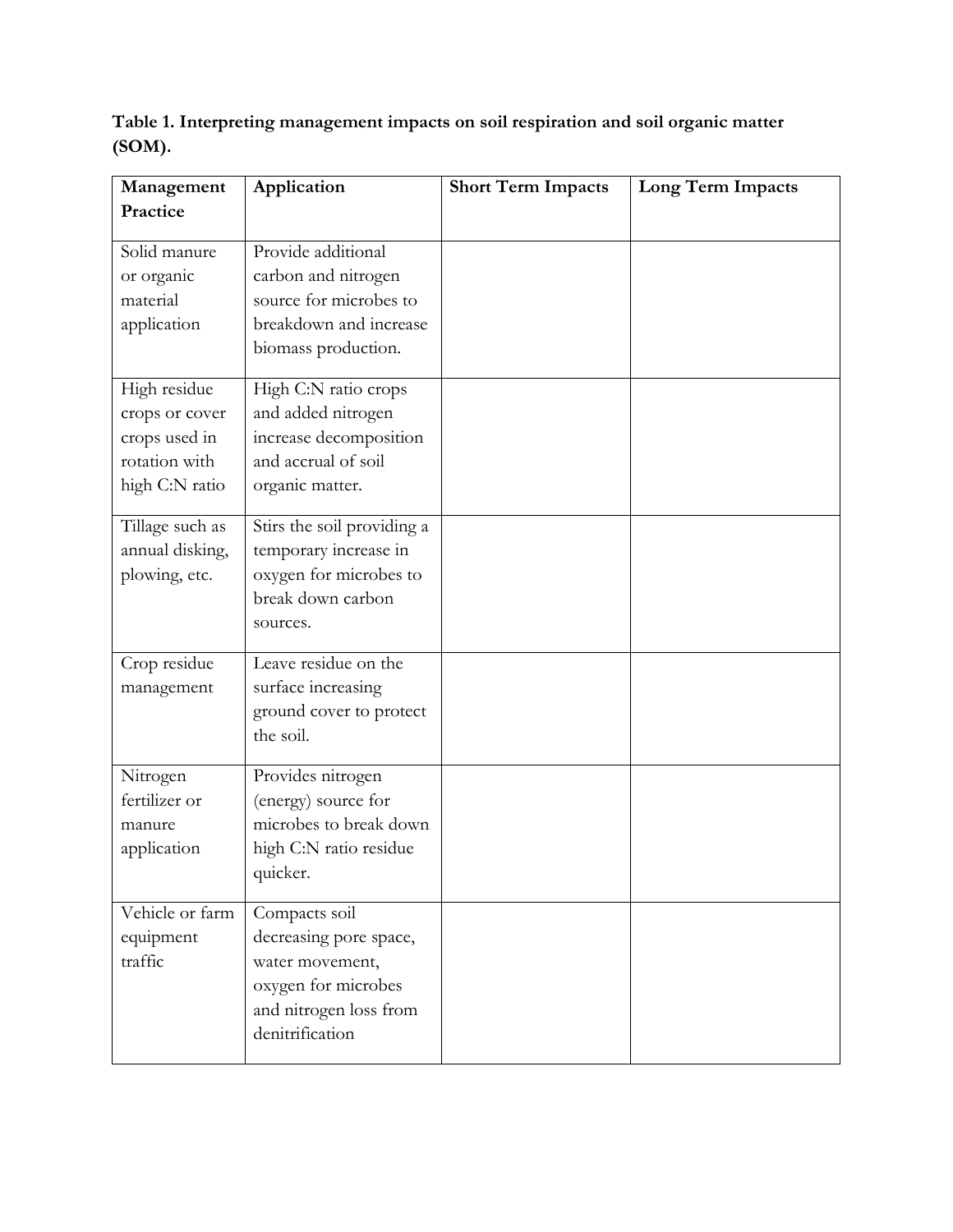**Table 1. Interpreting management impacts on soil respiration and soil organic matter (SOM).**

| Management Practice | Application | Short Term Impacts | Long Term Impacts |
|---|---|---|---|
| Solid manure or organic material application | Provide additional carbon and nitrogen source for microbes to breakdown and increase biomass production. | | |
| High residue crops or cover crops used in rotation with high C:N ratio | High C:N ratio crops and added nitrogen increase decomposition and accrual of soil organic matter. | | |
| Tillage such as annual disking, plowing, etc. | Stirs the soil providing a temporary increase in oxygen for microbes to break down carbon sources. | | |
| Crop residue management | Leave residue on the surface increasing ground cover to protect the soil. | | |
| Nitrogen fertilizer or manure application | Provides nitrogen (energy) source for microbes to break down high C:N ratio residue quicker. | | |
| Vehicle or farm equipment traffic | Compacts soil decreasing pore space, water movement, oxygen for microbes and nitrogen loss from denitrification | | |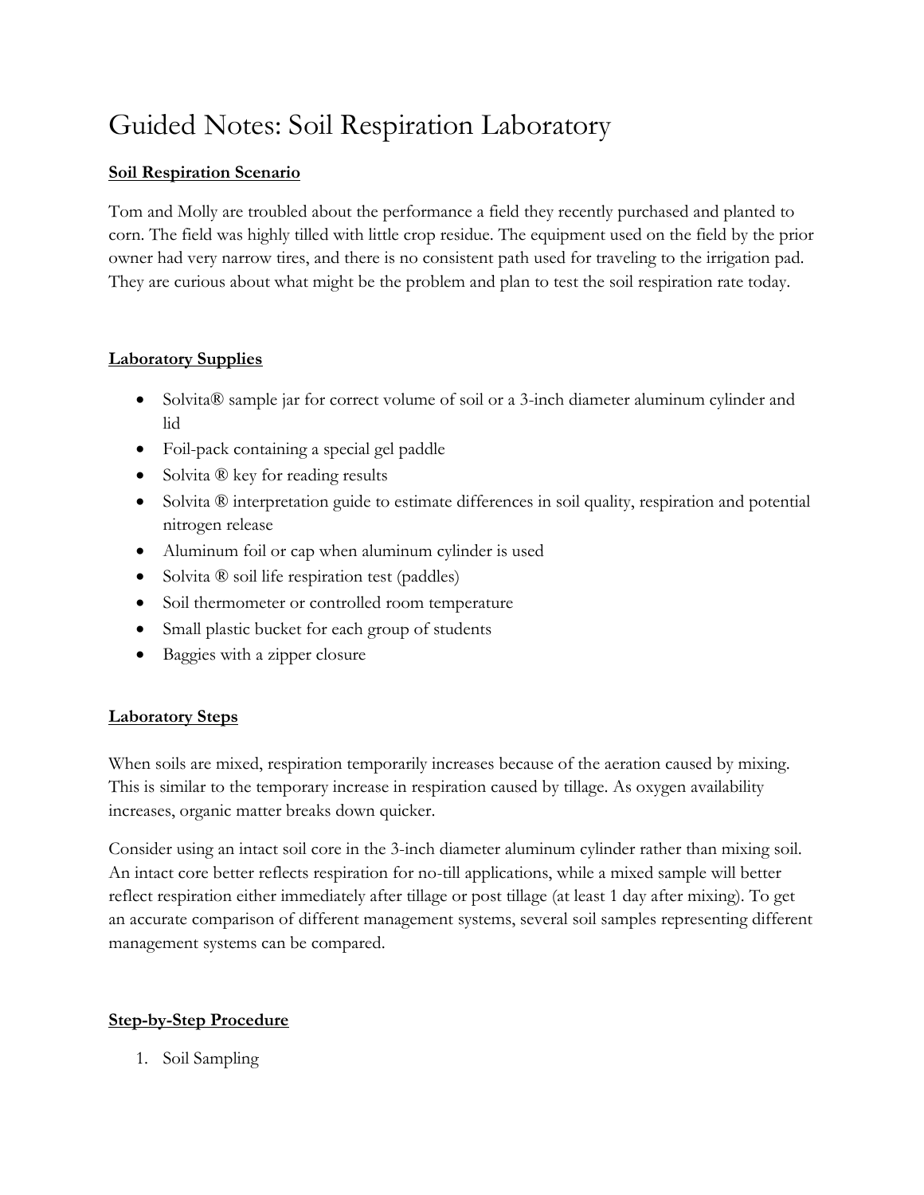# Guided Notes: Soil Respiration Laboratory

**Soil Respiration Scenario**

Tom and Molly are troubled about the performance a field they recently purchased and planted to corn. The field was highly tilled with little crop residue. The equipment used on the field by the prior owner had very narrow tires, and there is no consistent path used for traveling to the irrigation pad. They are curious about what might be the problem and plan to test the soil respiration rate today.

**Laboratory Supplies**

- Solvita® sample jar for correct volume of soil or a 3-inch diameter aluminum cylinder and lid
- Foil-pack containing a special gel paddle
- Solvita ® key for reading results
- Solvita ® interpretation guide to estimate differences in soil quality, respiration and potential nitrogen release
- Aluminum foil or cap when aluminum cylinder is used
- Solvita ® soil life respiration test (paddles)
- Soil thermometer or controlled room temperature
- Small plastic bucket for each group of students
- Baggies with a zipper closure

**Laboratory Steps**

When soils are mixed, respiration temporarily increases because of the aeration caused by mixing. This is similar to the temporary increase in respiration caused by tillage. As oxygen availability increases, organic matter breaks down quicker.

Consider using an intact soil core in the 3-inch diameter aluminum cylinder rather than mixing soil. An intact core better reflects respiration for no-till applications, while a mixed sample will better reflect respiration either immediately after tillage or post tillage (at least 1 day after mixing). To get an accurate comparison of different management systems, several soil samples representing different management systems can be compared.

**Step-by-Step Procedure**

1. Soil Sampling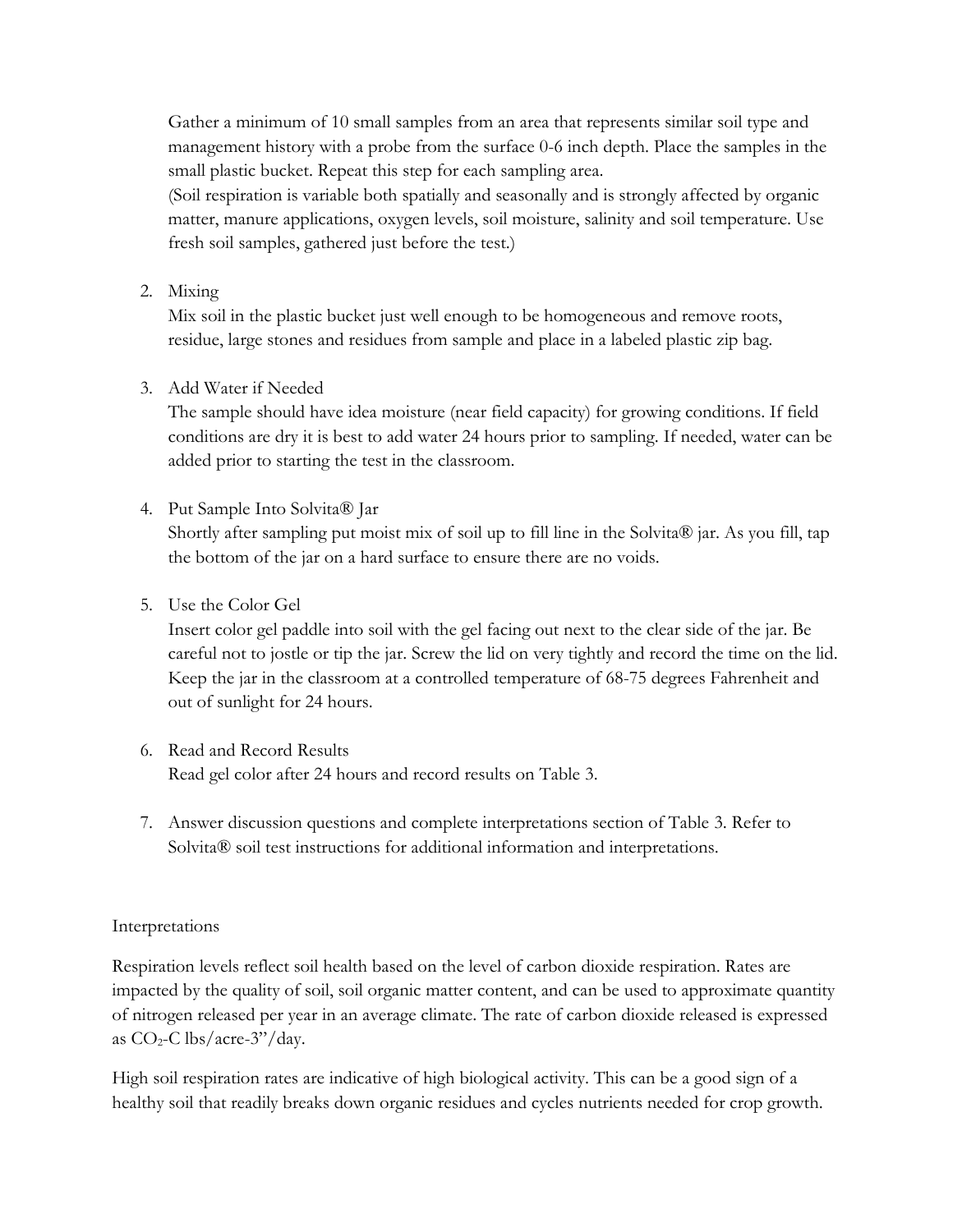Gather a minimum of 10 small samples from an area that represents similar soil type and management history with a probe from the surface 0-6 inch depth. Place the samples in the small plastic bucket. Repeat this step for each sampling area.
(Soil respiration is variable both spatially and seasonally and is strongly affected by organic matter, manure applications, oxygen levels, soil moisture, salinity and soil temperature. Use fresh soil samples, gathered just before the test.)

2. Mixing
   Mix soil in the plastic bucket just well enough to be homogeneous and remove roots, residue, large stones and residues from sample and place in a labeled plastic zip bag.

3. Add Water if Needed
   The sample should have idea moisture (near field capacity) for growing conditions. If field conditions are dry it is best to add water 24 hours prior to sampling. If needed, water can be added prior to starting the test in the classroom.

4. Put Sample Into Solvita® Jar
   Shortly after sampling put moist mix of soil up to fill line in the Solvita® jar. As you fill, tap the bottom of the jar on a hard surface to ensure there are no voids.

5. Use the Color Gel
   Insert color gel paddle into soil with the gel facing out next to the clear side of the jar. Be careful not to jostle or tip the jar. Screw the lid on very tightly and record the time on the lid. Keep the jar in the classroom at a controlled temperature of 68-75 degrees Fahrenheit and out of sunlight for 24 hours.

6. Read and Record Results
   Read gel color after 24 hours and record results on Table 3.

7. Answer discussion questions and complete interpretations section of Table 3. Refer to Solvita® soil test instructions for additional information and interpretations.

Interpretations

Respiration levels reflect soil health based on the level of carbon dioxide respiration. Rates are impacted by the quality of soil, soil organic matter content, and can be used to approximate quantity of nitrogen released per year in an average climate. The rate of carbon dioxide released is expressed as $CO_2$-C lbs/acre-3"/day.

High soil respiration rates are indicative of high biological activity. This can be a good sign of a healthy soil that readily breaks down organic residues and cycles nutrients needed for crop growth.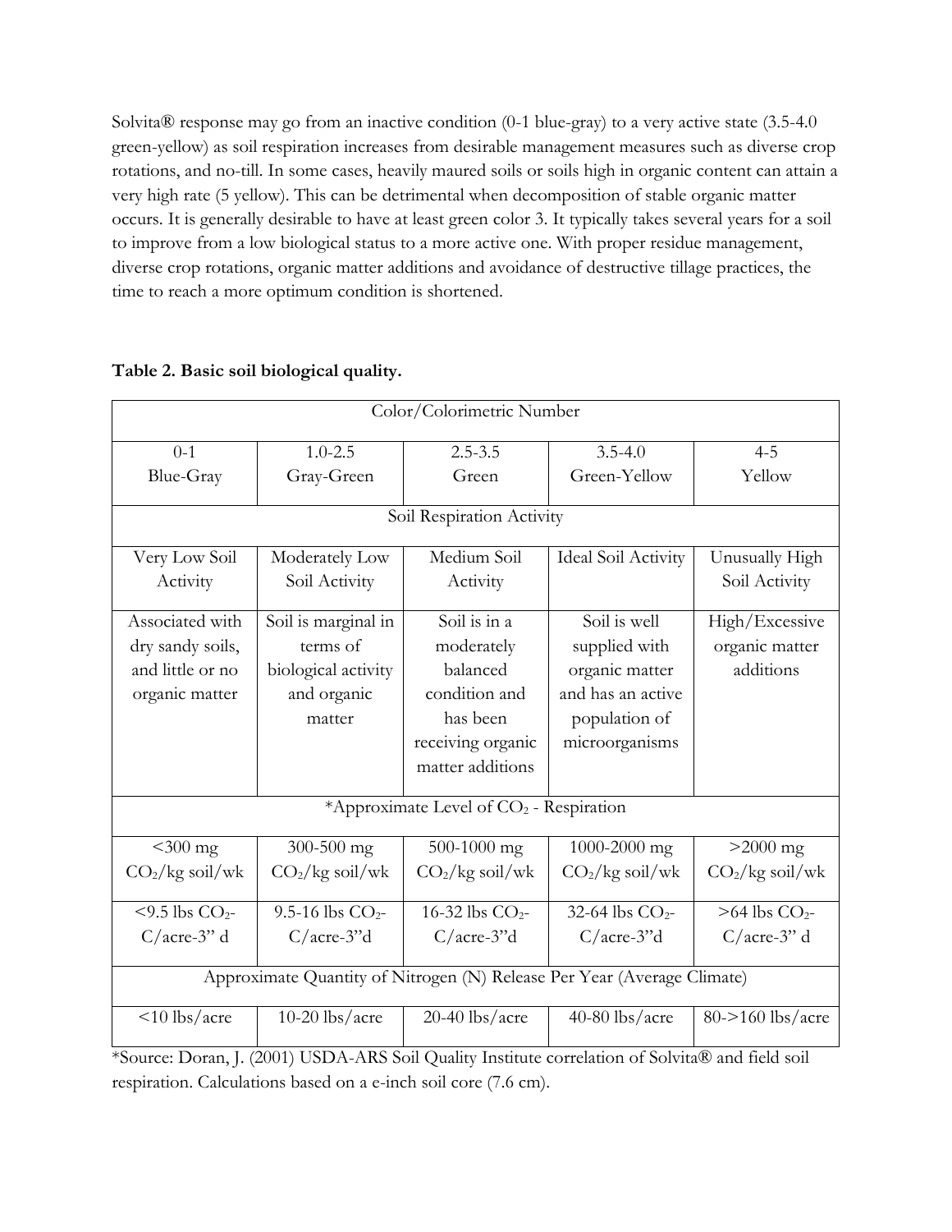Solvita® response may go from an inactive condition (0-1 blue-gray) to a very active state (3.5-4.0 green-yellow) as soil respiration increases from desirable management measures such as diverse crop rotations, and no-till. In some cases, heavily maured soils or soils high in organic content can attain a very high rate (5 yellow). This can be detrimental when decomposition of stable organic matter occurs. It is generally desirable to have at least green color 3. It typically takes several years for a soil to improve from a low biological status to a more active one. With proper residue management, diverse crop rotations, organic matter additions and avoidance of destructive tillage practices, the time to reach a more optimum condition is shortened.

**Table 2. Basic soil biological quality.**

| Color/Colorimetric Number | | | | |
|---|---|---|---|---|
| 0-1 Blue-Gray | 1.0-2.5 Gray-Green | 2.5-3.5 Green | 3.5-4.0 Green-Yellow | 4-5 Yellow |
| **Soil Respiration Activity** | | | | |
| Very Low Soil Activity | Moderately Low Soil Activity | Medium Soil Activity | Ideal Soil Activity | Unusually High Soil Activity |
| Associated with dry sandy soils, and little or no organic matter | Soil is marginal in terms of biological activity and organic matter | Soil is in a moderately balanced condition and has been receiving organic matter additions | Soil is well supplied with organic matter and has an active population of microorganisms | High/Excessive organic matter additions |
| **\*Approximate Level of $CO_2$ - Respiration** | | | | |
| <300 mg $CO_2$/kg soil/wk | 300-500 mg $CO_2$/kg soil/wk | 500-1000 mg $CO_2$/kg soil/wk | 1000-2000 mg $CO_2$/kg soil/wk | >2000 mg $CO_2$/kg soil/wk |
| <9.5 lbs $CO_2$-C/acre-3" d | 9.5-16 lbs $CO_2$-C/acre-3"d | 16-32 lbs $CO_2$-C/acre-3"d | 32-64 lbs $CO_2$-C/acre-3"d | >64 lbs $CO_2$-C/acre-3" d |
| **Approximate Quantity of Nitrogen (N) Release Per Year (Average Climate)** | | | | |
| <10 lbs/acre | 10-20 lbs/acre | 20-40 lbs/acre | 40-80 lbs/acre | 80->160 lbs/acre |

*Source: Doran, J. (2001) USDA-ARS Soil Quality Institute correlation of Solvita® and field soil respiration. Calculations based on a e-inch soil core (7.6 cm).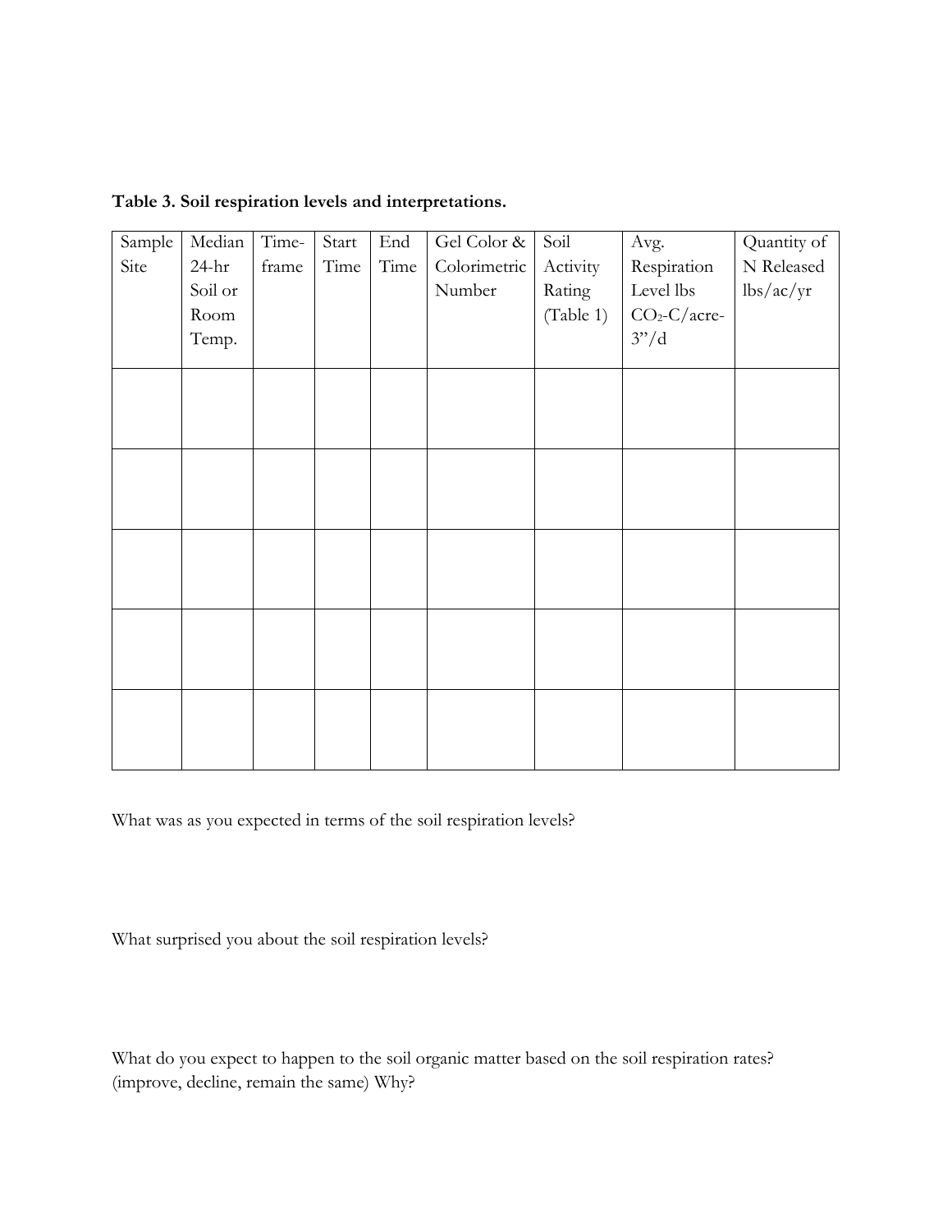**Table 3. Soil respiration levels and interpretations.**

| Sample Site | Median 24-hr Soil or Room Temp. | Time-frame | Start Time | End Time | Gel Color & Colorimetric Number | Soil Activity Rating (Table 1) | Avg. Respiration Level lbs $CO_2$-C/acre-3"/d | Quantity of N Released lbs/ac/yr |
|---|---|---|---|---|---|---|---|---|
| | | | | | | | | |
| | | | | | | | | |
| | | | | | | | | |
| | | | | | | | | |
| | | | | | | | | |

What was as you expected in terms of the soil respiration levels?

What surprised you about the soil respiration levels?

What do you expect to happen to the soil organic matter based on the soil respiration rates? (improve, decline, remain the same) Why?